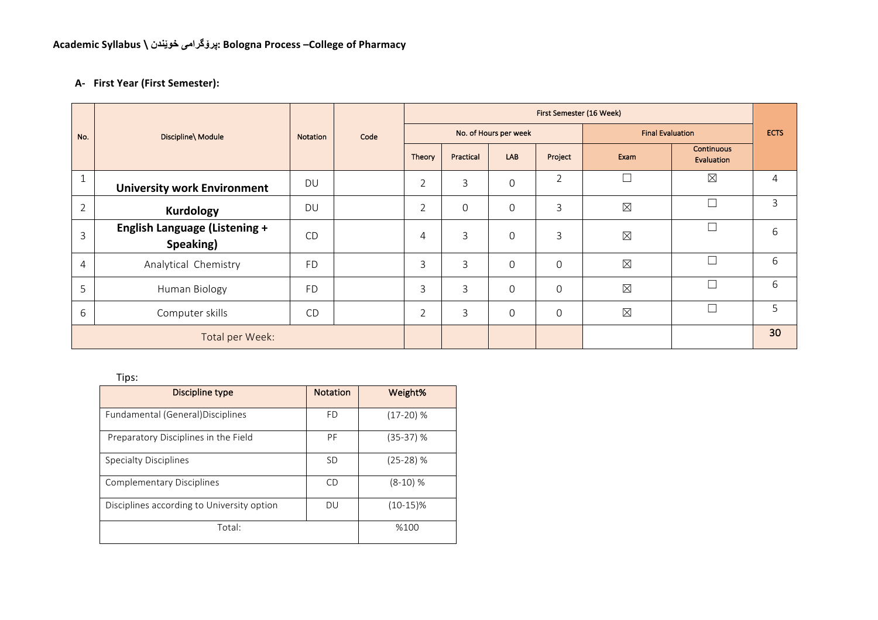**Academic Syllabus \ پرۆگرامی خوێندن: Bologna Process –College of Pharmacy**

### A- First Year (First Semester):

| No. | Discipline\ Module | Notation | Code | First Semester (16 Week) | | | | | | ECTS |
|---|---|---|---|---|---|---|---|---|---|---|
| | | | | No. of Hours per week | | | | Final Evaluation | | |
| | | | | Theory | Practical | LAB | Project | Exam | Continuous Evaluation | |
| 1 | **University work Environment** | DU | | 2 | 3 | 0 | 2 | ☐ | ☒ | 4 |
| 2 | **Kurdology** | DU | | 2 | 0 | 0 | 3 | ☒ | ☐ | 3 |
| 3 | **English Language (Listening + Speaking)** | CD | | 4 | 3 | 0 | 3 | ☒ | ☐ | 6 |
| 4 | Analytical Chemistry | FD | | 3 | 3 | 0 | 0 | ☒ | ☐ | 6 |
| 5 | Human Biology | FD | | 3 | 3 | 0 | 0 | ☒ | ☐ | 6 |
| 6 | Computer skills | CD | | 2 | 3 | 0 | 0 | ☒ | ☐ | 5 |
| Total per Week: | | | | | | | | | | **30** |

Tips:

| Discipline type | Notation | Weight% |
|---|---|---|
| Fundamental (General)Disciplines | FD | (17-20) % |
| Preparatory Disciplines in the Field | PF | (35-37) % |
| Specialty Disciplines | SD | (25-28) % |
| Complementary Disciplines | CD | (8-10) % |
| Disciplines according to University option | DU | (10-15)% |
| Total: | | %100 |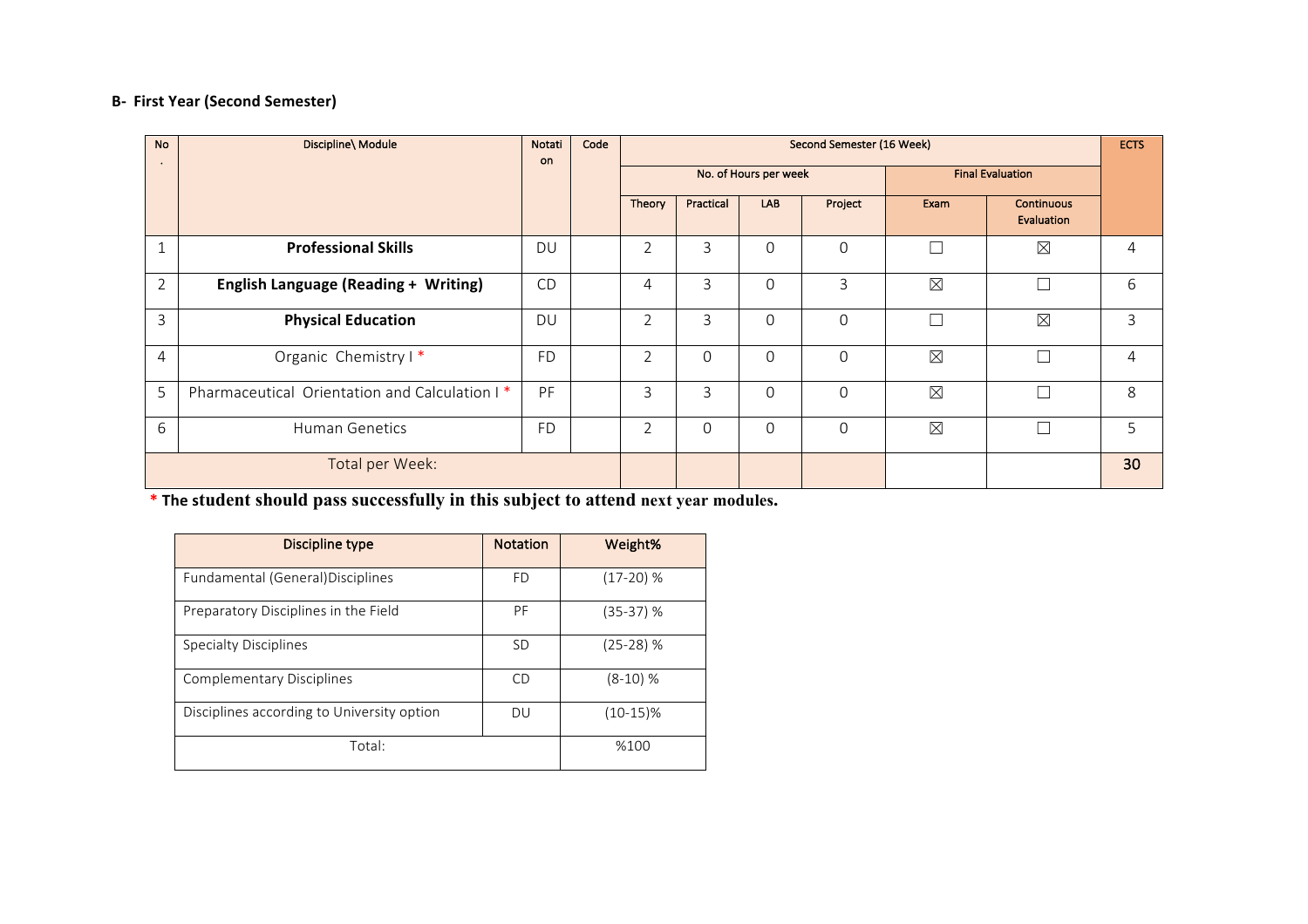### B- First Year (Second Semester)

| No. | Discipline\ Module | Notation | Code | Second Semester (16 Week) | | | | | | ECTS |
|---|---|---|---|---|---|---|---|---|---|---|
| | | | | No. of Hours per week | | | | Final Evaluation | | |
| | | | | Theory | Practical | LAB | Project | Exam | Continuous Evaluation | |
| 1 | **Professional Skills** | DU | | 2 | 3 | 0 | 0 | ☐ | ☒ | 4 |
| 2 | **English Language (Reading + Writing)** | CD | | 4 | 3 | 0 | 3 | ☒ | ☐ | 6 |
| 3 | **Physical Education** | DU | | 2 | 3 | 0 | 0 | ☐ | ☒ | 3 |
| 4 | Organic Chemistry I * | FD | | 2 | 0 | 0 | 0 | ☒ | ☐ | 4 |
| 5 | Pharmaceutical Orientation and Calculation I * | PF | | 3 | 3 | 0 | 0 | ☒ | ☐ | 8 |
| 6 | Human Genetics | FD | | 2 | 0 | 0 | 0 | ☒ | ☐ | 5 |
| Total per Week: | | | | | | | | | | 30 |

**\* The student should pass successfully in this subject to attend next year modules.**

| Discipline type | Notation | Weight% |
|---|---|---|
| Fundamental (General)Disciplines | FD | (17-20) % |
| Preparatory Disciplines in the Field | PF | (35-37) % |
| Specialty Disciplines | SD | (25-28) % |
| Complementary Disciplines | CD | (8-10) % |
| Disciplines according to University option | DU | (10-15)% |
| Total: | | %100 |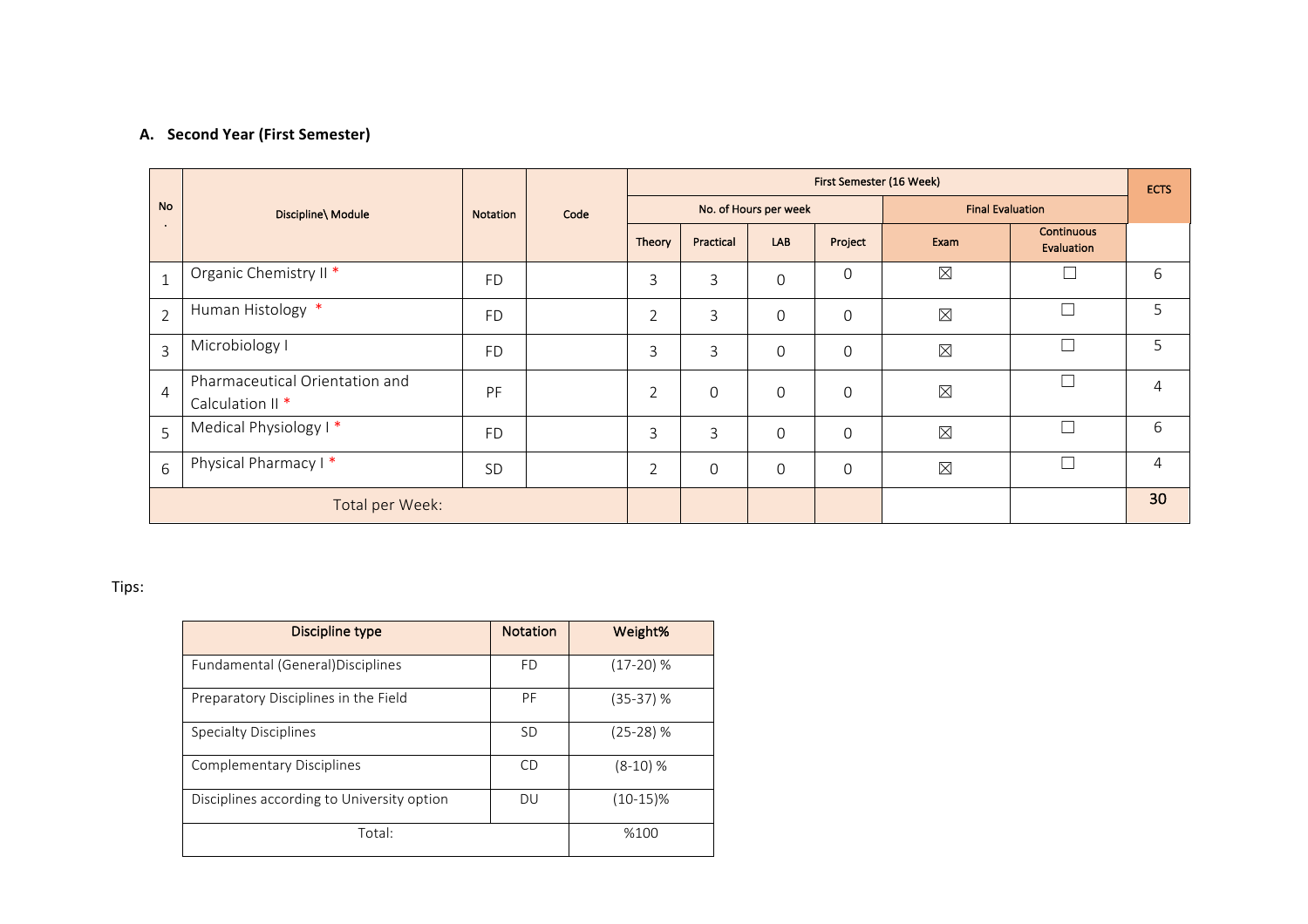### A. Second Year (First Semester)

| No. | Discipline\ Module | Notation | Code | First Semester (16 Week) | | | | | | ECTS |
|---|---|---|---|---|---|---|---|---|---|---|
| | | | | No. of Hours per week | | | | Final Evaluation | | |
| | | | | Theory | Practical | LAB | Project | Exam | Continuous Evaluation | |
| 1 | Organic Chemistry II * | FD | | 3 | 3 | 0 | 0 | ☒ | ☐ | 6 |
| 2 | Human Histology * | FD | | 2 | 3 | 0 | 0 | ☒ | ☐ | 5 |
| 3 | Microbiology I | FD | | 3 | 3 | 0 | 0 | ☒ | ☐ | 5 |
| 4 | Pharmaceutical Orientation and Calculation II * | PF | | 2 | 0 | 0 | 0 | ☒ | ☐ | 4 |
| 5 | Medical Physiology I * | FD | | 3 | 3 | 0 | 0 | ☒ | ☐ | 6 |
| 6 | Physical Pharmacy I * | SD | | 2 | 0 | 0 | 0 | ☒ | ☐ | 4 |
| Total per Week: | | | | | | | | | | **30** |

Tips:

| Discipline type | Notation | Weight% |
|---|---|---|
| Fundamental (General)Disciplines | FD | (17-20) % |
| Preparatory Disciplines in the Field | PF | (35-37) % |
| Specialty Disciplines | SD | (25-28) % |
| Complementary Disciplines | CD | (8-10) % |
| Disciplines according to University option | DU | (10-15)% |
| Total: | | %100 |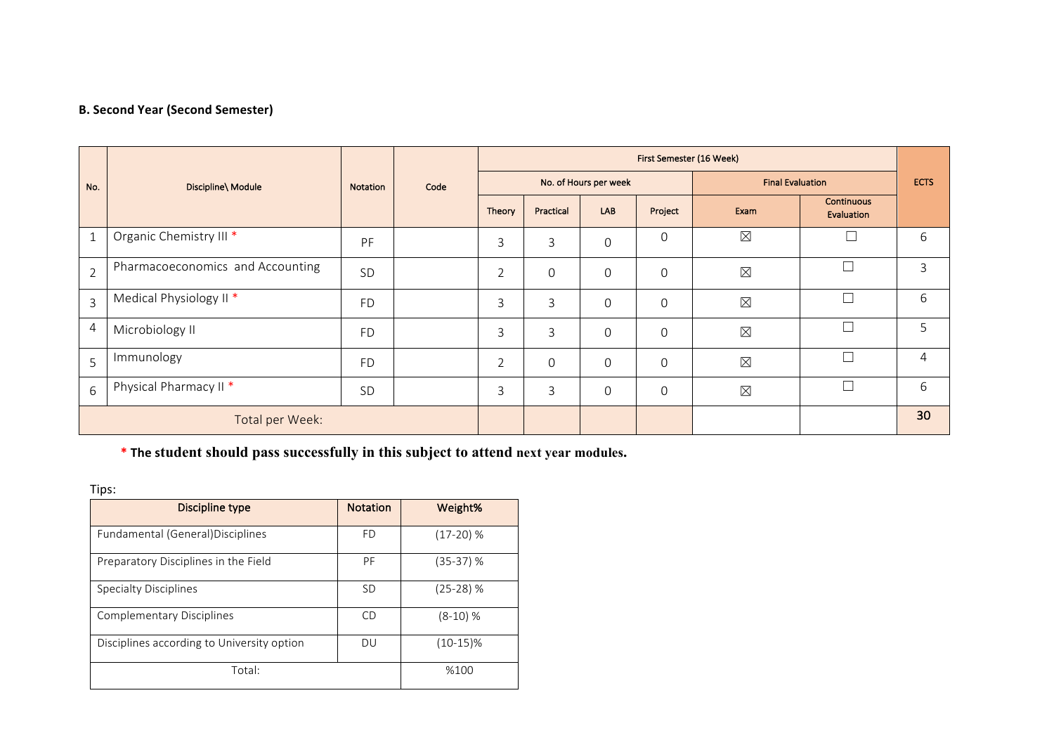**B. Second Year (Second Semester)**

| No. | Discipline\ Module | Notation | Code | First Semester (16 Week) | | | | | | ECTS |
|---|---|---|---|---|---|---|---|---|---|---|
| | | | | No. of Hours per week | | | | Final Evaluation | | |
| | | | | Theory | Practical | LAB | Project | Exam | Continuous Evaluation | |
| 1 | Organic Chemistry III * | PF | | 3 | 3 | 0 | 0 | ☒ | ☐ | 6 |
| 2 | Pharmacoeconomics and Accounting | SD | | 2 | 0 | 0 | 0 | ☒ | ☐ | 3 |
| 3 | Medical Physiology II * | FD | | 3 | 3 | 0 | 0 | ☒ | ☐ | 6 |
| 4 | Microbiology II | FD | | 3 | 3 | 0 | 0 | ☒ | ☐ | 5 |
| 5 | Immunology | FD | | 2 | 0 | 0 | 0 | ☒ | ☐ | 4 |
| 6 | Physical Pharmacy II * | SD | | 3 | 3 | 0 | 0 | ☒ | ☐ | 6 |
| Total per Week: | | | | | | | | | | 30 |

**\* The student should pass successfully in this subject to attend next year modules.**

Tips:

| Discipline type | Notation | Weight% |
|---|---|---|
| Fundamental (General)Disciplines | FD | (17-20) % |
| Preparatory Disciplines in the Field | PF | (35-37) % |
| Specialty Disciplines | SD | (25-28) % |
| Complementary Disciplines | CD | (8-10) % |
| Disciplines according to University option | DU | (10-15)% |
| Total: | | %100 |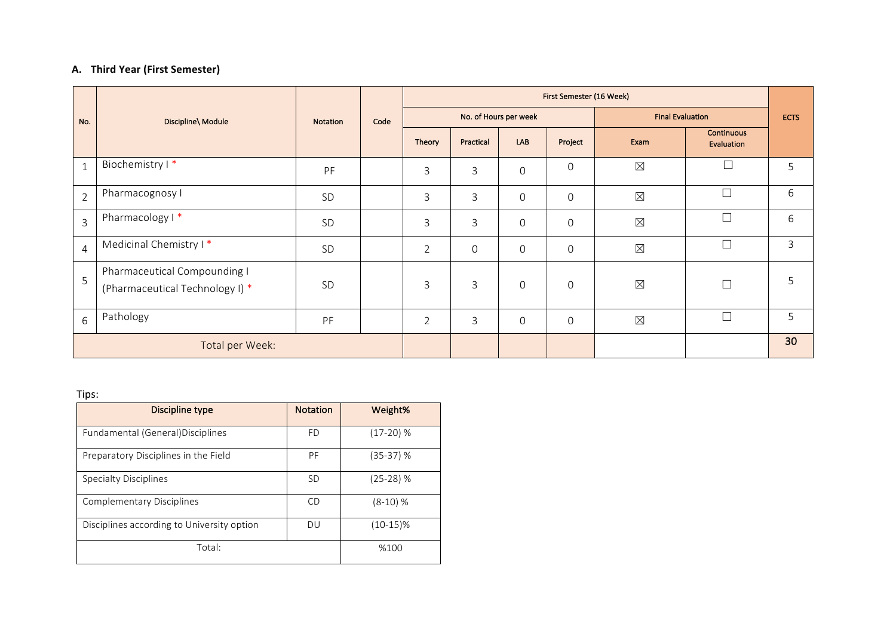### A. Third Year (First Semester)

| No. | Discipline\ Module | Notation | Code | First Semester (16 Week) | | | | | | ECTS |
|---|---|---|---|---|---|---|---|---|---|---|
| | | | | No. of Hours per week | | | | Final Evaluation | | |
| | | | | Theory | Practical | LAB | Project | Exam | Continuous Evaluation | |
| 1 | Biochemistry I * | PF | | 3 | 3 | 0 | 0 | ☒ | ☐ | 5 |
| 2 | Pharmacognosy I | SD | | 3 | 3 | 0 | 0 | ☒ | ☐ | 6 |
| 3 | Pharmacology I * | SD | | 3 | 3 | 0 | 0 | ☒ | ☐ | 6 |
| 4 | Medicinal Chemistry I * | SD | | 2 | 0 | 0 | 0 | ☒ | ☐ | 3 |
| 5 | Pharmaceutical Compounding I (Pharmaceutical Technology I) * | SD | | 3 | 3 | 0 | 0 | ☒ | ☐ | 5 |
| 6 | Pathology | PF | | 2 | 3 | 0 | 0 | ☒ | ☐ | 5 |
| Total per Week: | | | | | | | | | | **30** |

Tips:

| Discipline type | Notation | Weight% |
|---|---|---|
| Fundamental (General)Disciplines | FD | (17-20) % |
| Preparatory Disciplines in the Field | PF | (35-37) % |
| Specialty Disciplines | SD | (25-28) % |
| Complementary Disciplines | CD | (8-10) % |
| Disciplines according to University option | DU | (10-15)% |
| Total: | | %100 |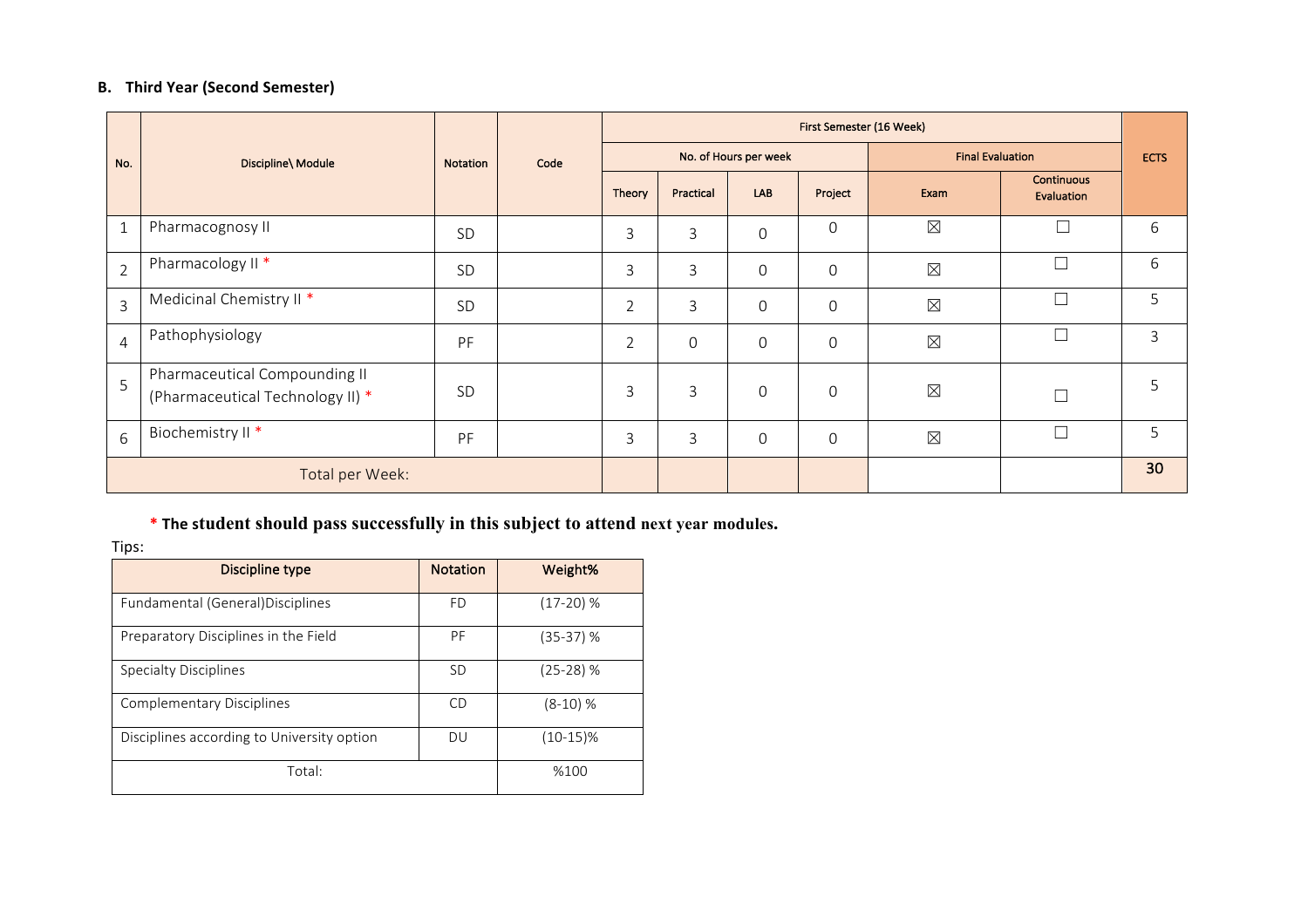### B. Third Year (Second Semester)

| No. | Discipline\ Module | Notation | Code | First Semester (16 Week) | | | | | | ECTS |
|---|---|---|---|---|---|---|---|---|---|---|
| | | | | No. of Hours per week | | | | Final Evaluation | | |
| | | | | Theory | Practical | LAB | Project | Exam | Continuous Evaluation | |
| 1 | Pharmacognosy II | SD | | 3 | 3 | 0 | 0 | ☒ | ☐ | 6 |
| 2 | Pharmacology II * | SD | | 3 | 3 | 0 | 0 | ☒ | ☐ | 6 |
| 3 | Medicinal Chemistry II * | SD | | 2 | 3 | 0 | 0 | ☒ | ☐ | 5 |
| 4 | Pathophysiology | PF | | 2 | 0 | 0 | 0 | ☒ | ☐ | 3 |
| 5 | Pharmaceutical Compounding II (Pharmaceutical Technology II) * | SD | | 3 | 3 | 0 | 0 | ☒ | ☐ | 5 |
| 6 | Biochemistry II * | PF | | 3 | 3 | 0 | 0 | ☒ | ☐ | 5 |
| Total per Week: | | | | | | | | | | **30** |

**\* The student should pass successfully in this subject to attend next year modules.**

Tips:

| Discipline type | Notation | Weight% |
|---|---|---|
| Fundamental (General)Disciplines | FD | (17-20) % |
| Preparatory Disciplines in the Field | PF | (35-37) % |
| Specialty Disciplines | SD | (25-28) % |
| Complementary Disciplines | CD | (8-10) % |
| Disciplines according to University option | DU | (10-15)% |
| Total: | | %100 |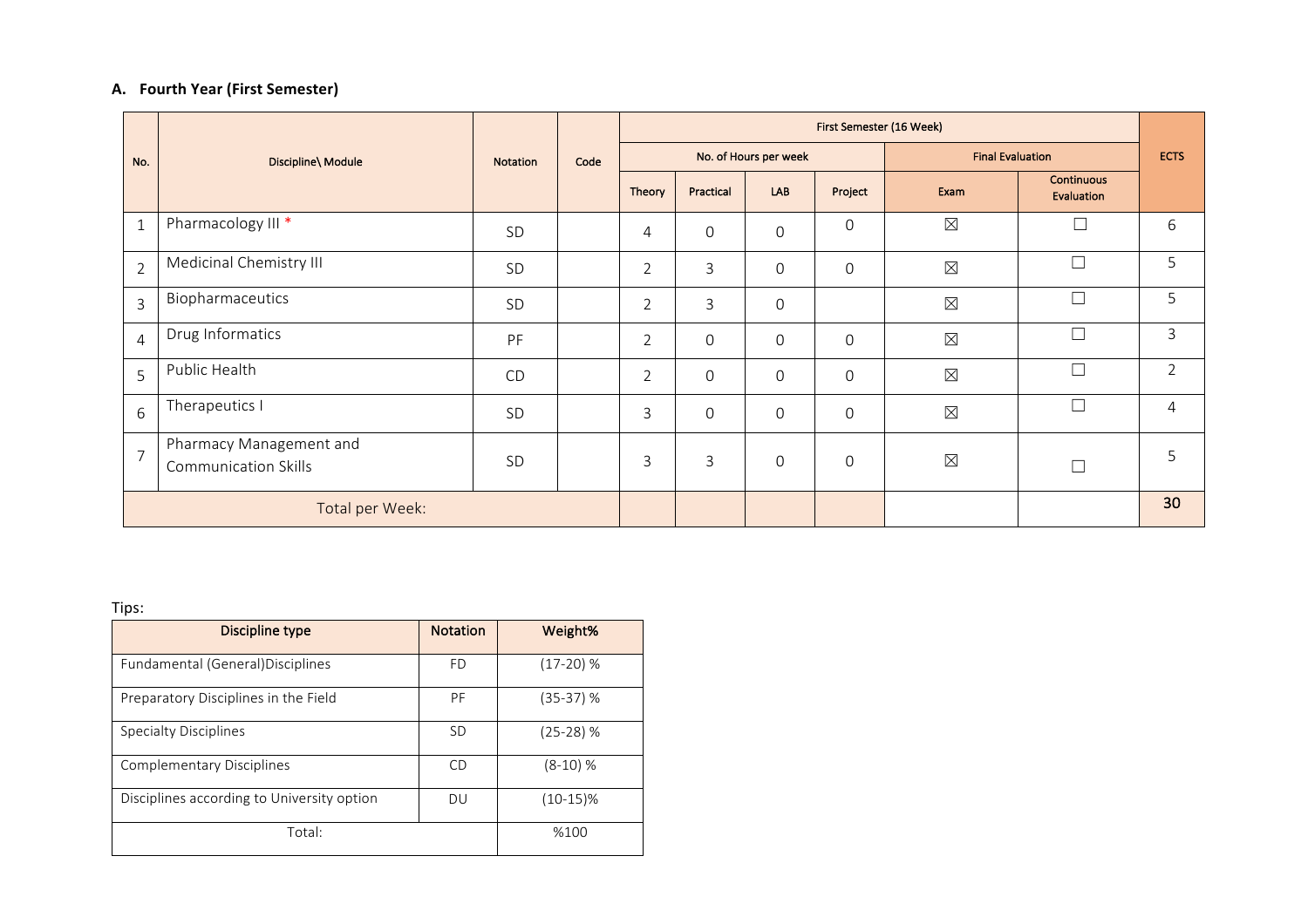## A. Fourth Year (First Semester)

| No. | Discipline\ Module | Notation | Code | First Semester (16 Week) | | | | | | ECTS |
|---|---|---|---|---|---|---|---|---|---|---|
| | | | | No. of Hours per week | | | | Final Evaluation | | |
| | | | | Theory | Practical | LAB | Project | Exam | Continuous Evaluation | |
| 1 | Pharmacology III * | SD | | 4 | 0 | 0 | 0 | ☒ | ☐ | 6 |
| 2 | Medicinal Chemistry III | SD | | 2 | 3 | 0 | 0 | ☒ | ☐ | 5 |
| 3 | Biopharmaceutics | SD | | 2 | 3 | 0 | | ☒ | ☐ | 5 |
| 4 | Drug Informatics | PF | | 2 | 0 | 0 | 0 | ☒ | ☐ | 3 |
| 5 | Public Health | CD | | 2 | 0 | 0 | 0 | ☒ | ☐ | 2 |
| 6 | Therapeutics I | SD | | 3 | 0 | 0 | 0 | ☒ | ☐ | 4 |
| 7 | Pharmacy Management and Communication Skills | SD | | 3 | 3 | 0 | 0 | ☒ | ☐ | 5 |
| Total per Week: | | | | | | | | | | 30 |

Tips:

| Discipline type | Notation | Weight% |
|---|---|---|
| Fundamental (General)Disciplines | FD | (17-20) % |
| Preparatory Disciplines in the Field | PF | (35-37) % |
| Specialty Disciplines | SD | (25-28) % |
| Complementary Disciplines | CD | (8-10) % |
| Disciplines according to University option | DU | (10-15)% |
| Total: | | %100 |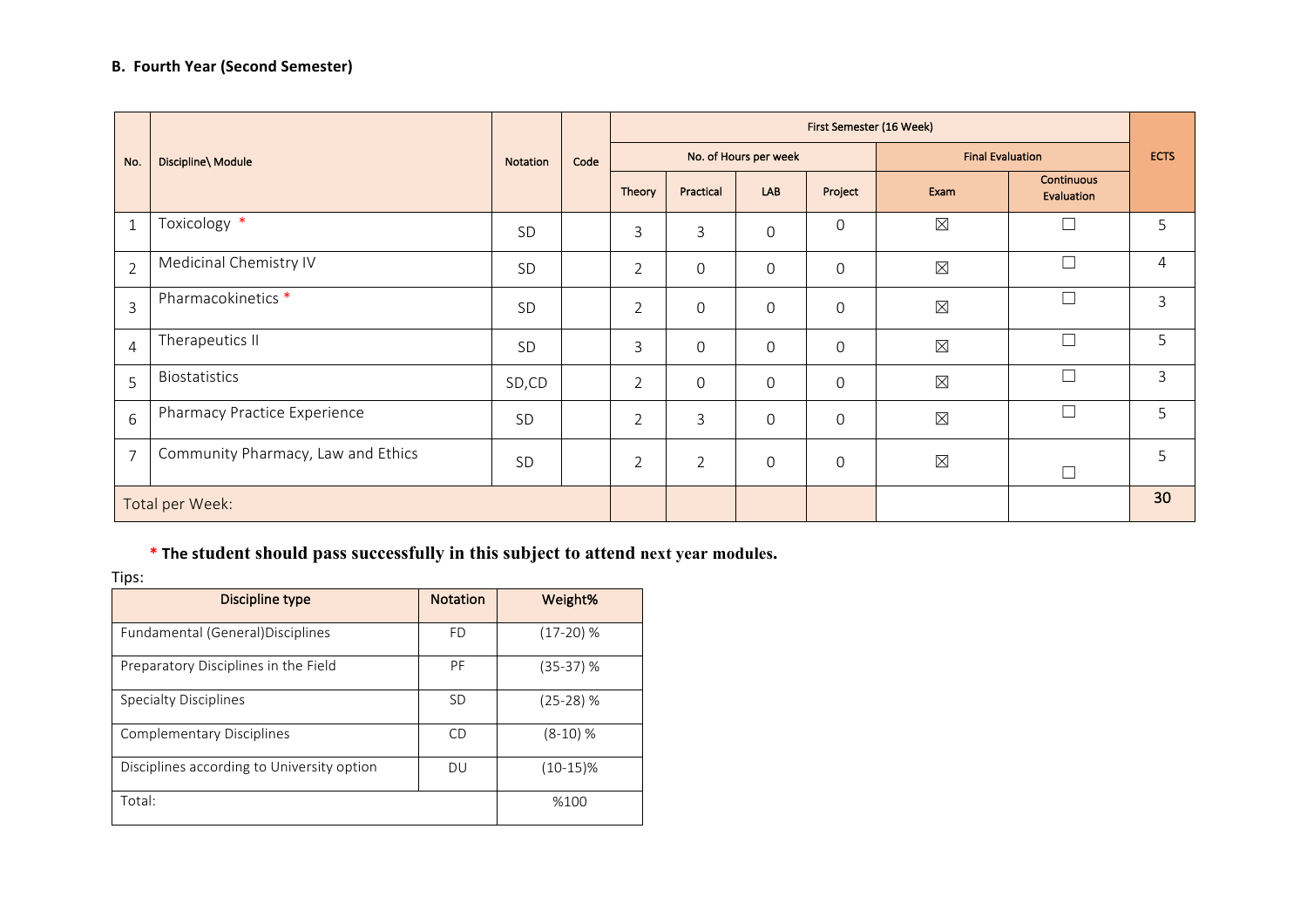### B. Fourth Year (Second Semester)

| No. | Discipline\ Module | Notation | Code | First Semester (16 Week) | | | | | | ECTS |
|---|---|---|---|---|---|---|---|---|---|---|
| | | | | No. of Hours per week | | | | Final Evaluation | | |
| | | | | Theory | Practical | LAB | Project | Exam | Continuous Evaluation | |
| 1 | Toxicology * | SD | | 3 | 3 | 0 | 0 | ☒ | ☐ | 5 |
| 2 | Medicinal Chemistry IV | SD | | 2 | 0 | 0 | 0 | ☒ | ☐ | 4 |
| 3 | Pharmacokinetics * | SD | | 2 | 0 | 0 | 0 | ☒ | ☐ | 3 |
| 4 | Therapeutics II | SD | | 3 | 0 | 0 | 0 | ☒ | ☐ | 5 |
| 5 | Biostatistics | SD,CD | | 2 | 0 | 0 | 0 | ☒ | ☐ | 3 |
| 6 | Pharmacy Practice Experience | SD | | 2 | 3 | 0 | 0 | ☒ | ☐ | 5 |
| 7 | Community Pharmacy, Law and Ethics | SD | | 2 | 2 | 0 | 0 | ☒ | ☐ | 5 |
| Total per Week: | | | | | | | | | | 30 |

**\* The student should pass successfully in this subject to attend next year modules.**

Tips:

| Discipline type | Notation | Weight% |
|---|---|---|
| Fundamental (General)Disciplines | FD | (17-20) % |
| Preparatory Disciplines in the Field | PF | (35-37) % |
| Specialty Disciplines | SD | (25-28) % |
| Complementary Disciplines | CD | (8-10) % |
| Disciplines according to University option | DU | (10-15)% |
| Total: | | %100 |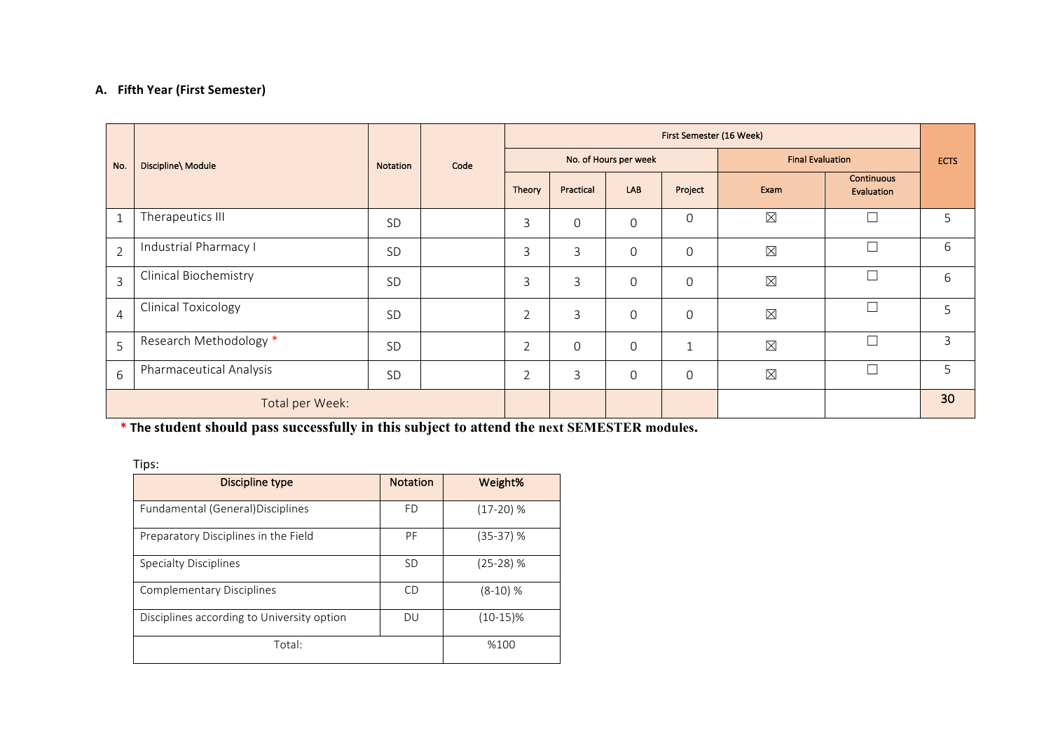## A. Fifth Year (First Semester)

| No. | Discipline\ Module | Notation | Code | First Semester (16 Week) | | | | | | ECTS |
|---|---|---|---|---|---|---|---|---|---|---|
| | | | | No. of Hours per week | | | | Final Evaluation | | |
| | | | | Theory | Practical | LAB | Project | Exam | Continuous Evaluation | |
| 1 | Therapeutics III | SD | | 3 | 0 | 0 | 0 | ☒ | ☐ | 5 |
| 2 | Industrial Pharmacy I | SD | | 3 | 3 | 0 | 0 | ☒ | ☐ | 6 |
| 3 | Clinical Biochemistry | SD | | 3 | 3 | 0 | 0 | ☒ | ☐ | 6 |
| 4 | Clinical Toxicology | SD | | 2 | 3 | 0 | 0 | ☒ | ☐ | 5 |
| 5 | Research Methodology * | SD | | 2 | 0 | 0 | 1 | ☒ | ☐ | 3 |
| 6 | Pharmaceutical Analysis | SD | | 2 | 3 | 0 | 0 | ☒ | ☐ | 5 |
| Total per Week: | | | | | | | | | | 30 |

**\* The student should pass successfully in this subject to attend the next SEMESTER modules.**

Tips:

| Discipline type | Notation | Weight% |
|---|---|---|
| Fundamental (General)Disciplines | FD | (17-20) % |
| Preparatory Disciplines in the Field | PF | (35-37) % |
| Specialty Disciplines | SD | (25-28) % |
| Complementary Disciplines | CD | (8-10) % |
| Disciplines according to University option | DU | (10-15)% |
| Total: | | %100 |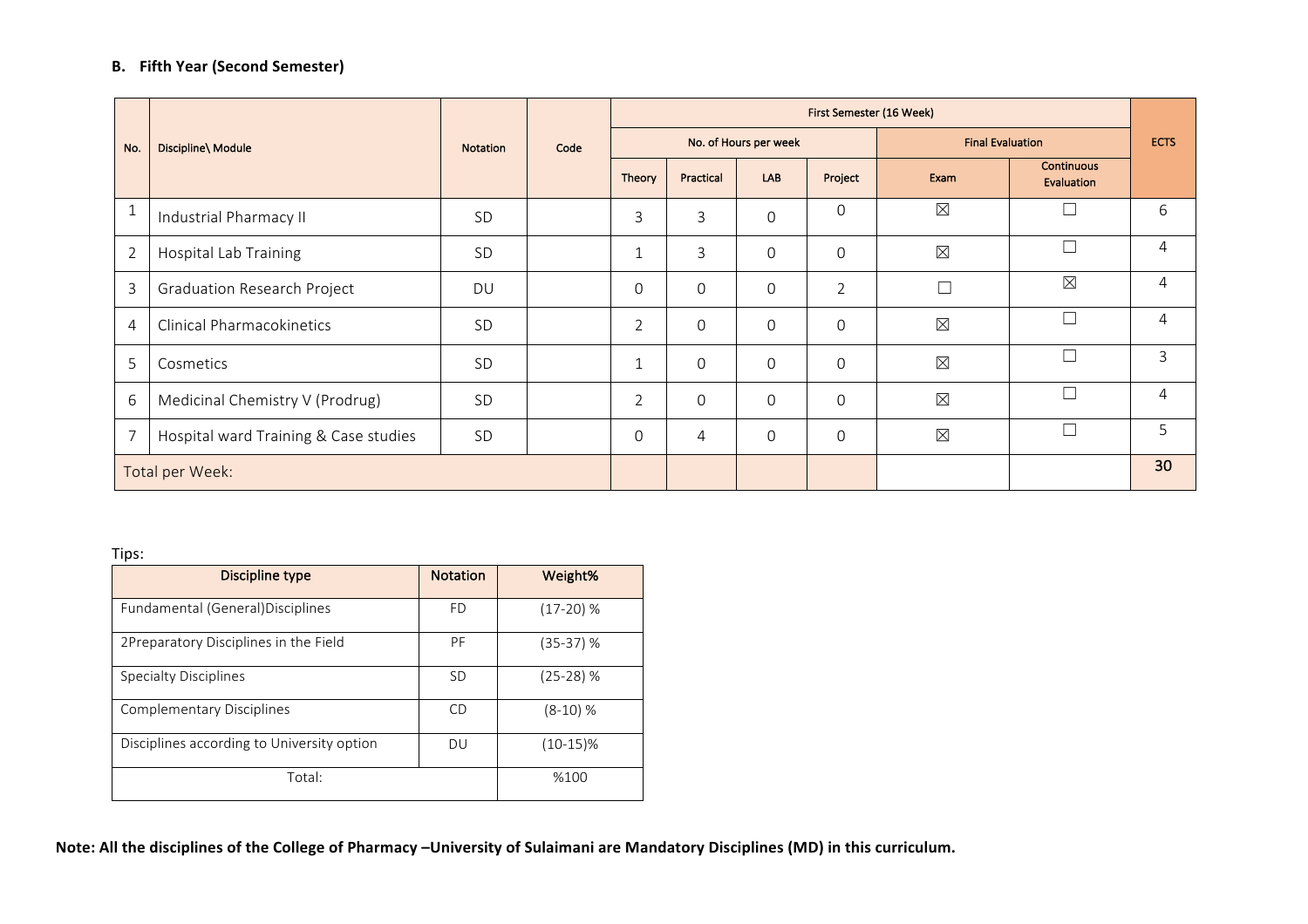**B. Fifth Year (Second Semester)**

| No. | Discipline\ Module | Notation | Code | First Semester (16 Week) | | | | | | ECTS |
|---|---|---|---|---|---|---|---|---|---|---|
| | | | | No. of Hours per week | | | | Final Evaluation | | |
| | | | | Theory | Practical | LAB | Project | Exam | Continuous Evaluation | |
| 1 | Industrial Pharmacy II | SD | | 3 | 3 | 0 | 0 | ☒ | ☐ | 6 |
| 2 | Hospital Lab Training | SD | | 1 | 3 | 0 | 0 | ☒ | ☐ | 4 |
| 3 | Graduation Research Project | DU | | 0 | 0 | 0 | 2 | ☐ | ☒ | 4 |
| 4 | Clinical Pharmacokinetics | SD | | 2 | 0 | 0 | 0 | ☒ | ☐ | 4 |
| 5 | Cosmetics | SD | | 1 | 0 | 0 | 0 | ☒ | ☐ | 3 |
| 6 | Medicinal Chemistry V (Prodrug) | SD | | 2 | 0 | 0 | 0 | ☒ | ☐ | 4 |
| 7 | Hospital ward Training & Case studies | SD | | 0 | 4 | 0 | 0 | ☒ | ☐ | 5 |
| Total per Week: | | | | | | | | | | 30 |

Tips:

| Discipline type | Notation | Weight% |
|---|---|---|
| Fundamental (General)Disciplines | FD | (17-20) % |
| 2Preparatory Disciplines in the Field | PF | (35-37) % |
| Specialty Disciplines | SD | (25-28) % |
| Complementary Disciplines | CD | (8-10) % |
| Disciplines according to University option | DU | (10-15)% |
| Total: | | %100 |

**Note: All the disciplines of the College of Pharmacy –University of Sulaimani are Mandatory Disciplines (MD) in this curriculum.**